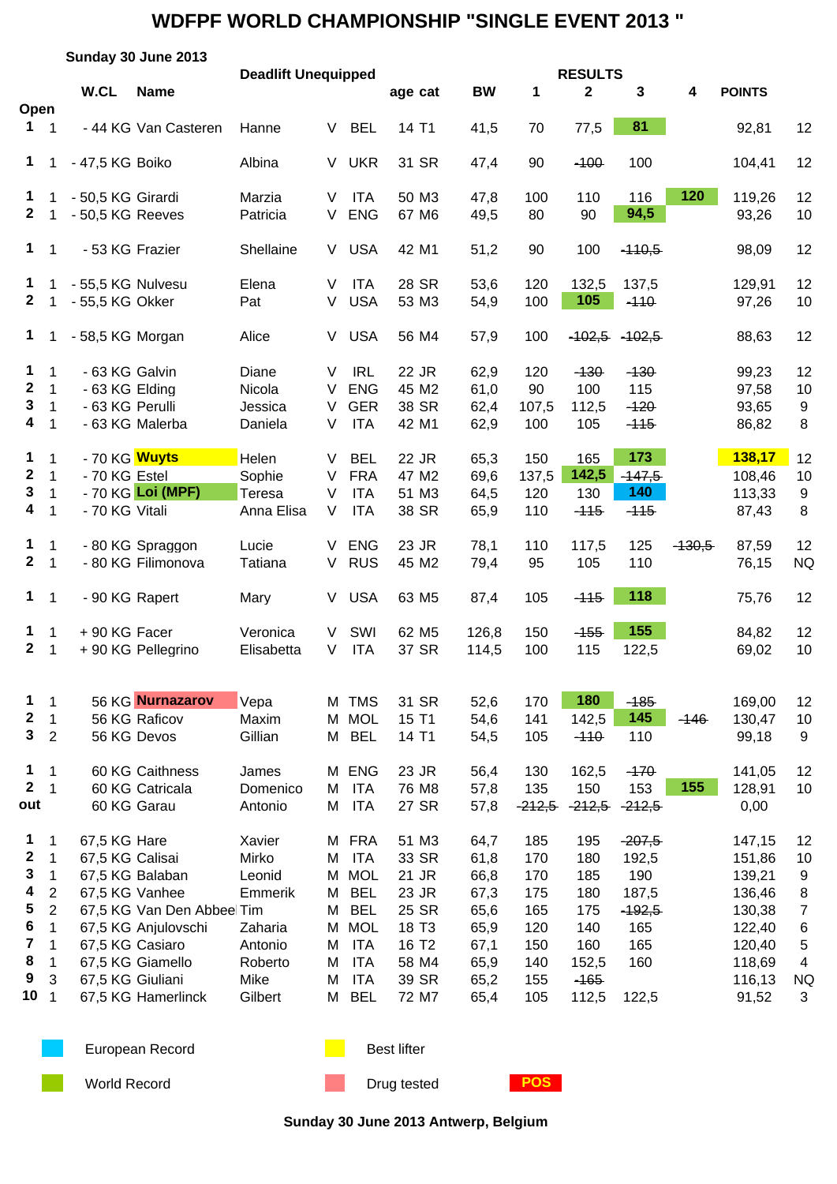# WDFPF WORLD CHAMPIONSHIP "SINGLE EVENT 2013 "

**Sunday 30 June 2013**

**Deadlift Unequipped**

| | | W.CL | Name | | | | age | cat | BW | 1 | 2 | 3 | 4 | POINTS | |
|---|---|---|---|---|---|---|---|---|---|---|---|---|---|---|---|
| **Open** | | | | | | | | | | | | | | | |
| 1 | 1 | - 44 KG | Van Casteren | Hanne | V | BEL | 14 | T1 | 41,5 | 70 | 77,5 | 81 | | 92,81 | 12 |
| 1 | 1 | - 47,5 KG | Boiko | Albina | V | UKR | 31 | SR | 47,4 | 90 | ~~100~~ | 100 | | 104,41 | 12 |
| 1 | 1 | - 50,5 KG | Girardi | Marzia | V | ITA | 50 | M3 | 47,8 | 100 | 110 | 116 | 120 | 119,26 | 12 |
| 2 | 1 | - 50,5 KG | Reeves | Patricia | V | ENG | 67 | M6 | 49,5 | 80 | 90 | 94,5 | | 93,26 | 10 |
| 1 | 1 | - 53 KG | Frazier | Shellaine | V | USA | 42 | M1 | 51,2 | 90 | 100 | ~~110,5~~ | | 98,09 | 12 |
| 1 | 1 | - 55,5 KG | Nulvesu | Elena | V | ITA | 28 | SR | 53,6 | 120 | 132,5 | 137,5 | | 129,91 | 12 |
| 2 | 1 | - 55,5 KG | Okker | Pat | V | USA | 53 | M3 | 54,9 | 100 | 105 | ~~110~~ | | 97,26 | 10 |
| 1 | 1 | - 58,5 KG | Morgan | Alice | V | USA | 56 | M4 | 57,9 | 100 | ~~102,5~~ | ~~102,5~~ | | 88,63 | 12 |
| 1 | 1 | - 63 KG | Galvin | Diane | V | IRL | 22 | JR | 62,9 | 120 | ~~130~~ | ~~130~~ | | 99,23 | 12 |
| 2 | 1 | - 63 KG | Elding | Nicola | V | ENG | 45 | M2 | 61,0 | 90 | 100 | 115 | | 97,58 | 10 |
| 3 | 1 | - 63 KG | Perulli | Jessica | V | GER | 38 | SR | 62,4 | 107,5 | 112,5 | ~~120~~ | | 93,65 | 9 |
| 4 | 1 | - 63 KG | Malerba | Daniela | V | ITA | 42 | M1 | 62,9 | 100 | 105 | ~~115~~ | | 86,82 | 8 |
| 1 | 1 | - 70 KG | Wuyts | Helen | V | BEL | 22 | JR | 65,3 | 150 | 165 | 173 | | 138,17 | 12 |
| 2 | 1 | - 70 KG | Estel | Sophie | V | FRA | 47 | M2 | 69,6 | 137,5 | 142,5 | ~~147,5~~ | | 108,46 | 10 |
| 3 | 1 | - 70 KG | Loi (MPF) | Teresa | V | ITA | 51 | M3 | 64,5 | 120 | 130 | 140 | | 113,33 | 9 |
| 4 | 1 | - 70 KG | Vitali | Anna Elisa | V | ITA | 38 | SR | 65,9 | 110 | ~~115~~ | ~~115~~ | | 87,43 | 8 |
| 1 | 1 | - 80 KG | Spraggon | Lucie | V | ENG | 23 | JR | 78,1 | 110 | 117,5 | 125 | ~~130,5~~ | 87,59 | 12 |
| 2 | 1 | - 80 KG | Filimonova | Tatiana | V | RUS | 45 | M2 | 79,4 | 95 | 105 | 110 | | 76,15 | NQ |
| 1 | 1 | - 90 KG | Rapert | Mary | V | USA | 63 | M5 | 87,4 | 105 | ~~115~~ | 118 | | 75,76 | 12 |
| 1 | 1 | + 90 KG | Facer | Veronica | V | SWI | 62 | M5 | 126,8 | 150 | ~~155~~ | 155 | | 84,82 | 12 |
| 2 | 1 | + 90 KG | Pellegrino | Elisabetta | V | ITA | 37 | SR | 114,5 | 100 | 115 | 122,5 | | 69,02 | 10 |
| 1 | 1 | 56 KG | Nurnazarov | Vepa | M | TMS | 31 | SR | 52,6 | 170 | 180 | ~~185~~ | ~~146~~ | 169,00 | 12 |
| 2 | 1 | 56 KG | Raficov | Maxim | M | MOL | 15 | T1 | 54,6 | 141 | 142,5 | 145 | | 130,47 | 10 |
| 3 | 2 | 56 KG | Devos | Gillian | M | BEL | 14 | T1 | 54,5 | 105 | ~~110~~ | 110 | | 99,18 | 9 |
| 1 | 1 | 60 KG | Caithness | James | M | ENG | 23 | JR | 56,4 | 130 | 162,5 | ~~170~~ | | 141,05 | 12 |
| 2 | 1 | 60 KG | Catricala | Domenico | M | ITA | 76 | M8 | 57,8 | 135 | 150 | 153 | 155 | 128,91 | 10 |
| out | | 60 KG | Garau | Antonio | M | ITA | 27 | SR | 57,8 | ~~212,5~~ | ~~212,5~~ | ~~212,5~~ | | 0,00 | |
| 1 | 1 | 67,5 KG | Hare | Xavier | M | FRA | 51 | M3 | 64,7 | 185 | 195 | ~~207,5~~ | | 147,15 | 12 |
| 2 | 1 | 67,5 KG | Calisai | Mirko | M | ITA | 33 | SR | 61,8 | 170 | 180 | 192,5 | | 151,86 | 10 |
| 3 | 1 | 67,5 KG | Balaban | Leonid | M | MOL | 21 | JR | 66,8 | 170 | 185 | 190 | | 139,21 | 9 |
| 4 | 2 | 67,5 KG | Vanhee | Emmerik | M | BEL | 23 | JR | 67,3 | 175 | 180 | 187,5 | | 136,46 | 8 |
| 5 | 2 | 67,5 KG | Van Den Abbeel | Tim | M | BEL | 25 | SR | 65,6 | 165 | 175 | ~~192,5~~ | | 130,38 | 7 |
| 6 | 1 | 67,5 KG | Anjulovschi | Zaharia | M | MOL | 18 | T3 | 65,9 | 120 | 140 | 165 | | 122,40 | 6 |
| 7 | 1 | 67,5 KG | Casiaro | Antonio | M | ITA | 16 | T2 | 67,1 | 150 | 160 | 165 | | 120,40 | 5 |
| 8 | 1 | 67,5 KG | Giamello | Roberto | M | ITA | 58 | M4 | 65,9 | 140 | 152,5 | 160 | | 118,69 | 4 |
| 9 | 3 | 67,5 KG | Giuliani | Mike | M | ITA | 39 | SR | 65,2 | 155 | ~~165~~ | | | 116,13 | NQ |
| 10 | 1 | 67,5 KG | Hamerlinck | Gilbert | M | BEL | 72 | M7 | 65,4 | 105 | 112,5 | 122,5 | | 91,52 | 3 |

European Record — Best lifter

World Record — Drug tested — POS

**Sunday 30 June 2013 Antwerp, Belgium**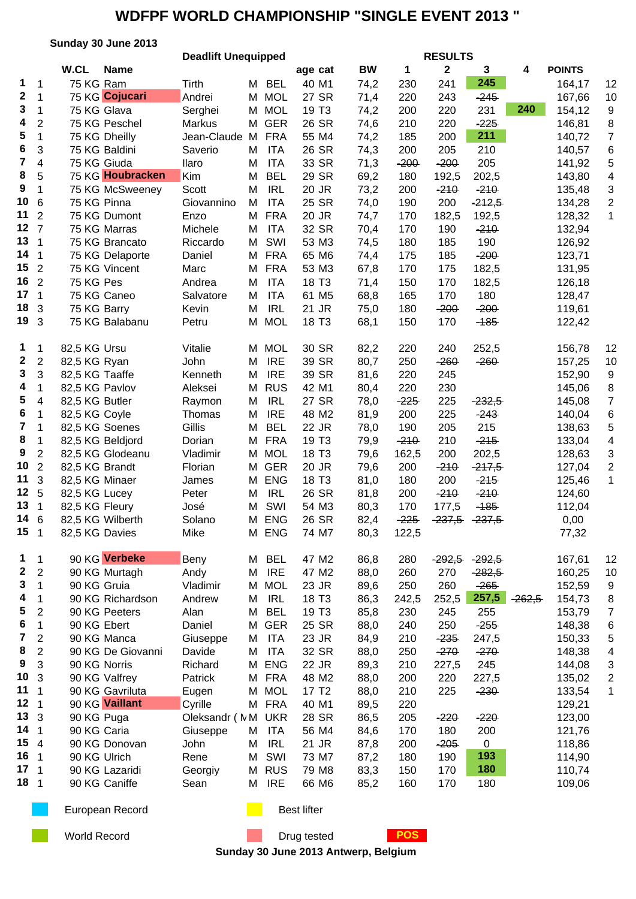# WDFPF WORLD CHAMPIONSHIP "SINGLE EVENT 2013 "

**Sunday 30 June 2013**

**Deadlift Unequipped** — **RESULTS**

| | | W.CL | Name | | | | age | cat | BW | 1 | 2 | 3 | 4 | POINTS | |
|---|---|---|---|---|---|---|---|---|---|---|---|---|---|---|---|
| 1 | 1 | 75 KG | Ram | Tirth | M | BEL | 40 | M1 | 74,2 | 230 | 241 | 245 | | 164,17 | 12 |
| 2 | 1 | 75 KG | Cojucari | Andrei | M | MOL | 27 | SR | 71,4 | 220 | 243 | ~~245~~ | | 167,66 | 10 |
| 3 | 1 | 75 KG | Glava | Serghei | M | MOL | 19 | T3 | 74,2 | 200 | 220 | 231 | 240 | 154,12 | 9 |
| 4 | 2 | 75 KG | Peschel | Markus | M | GER | 26 | SR | 74,6 | 210 | 220 | ~~225~~ | | 146,81 | 8 |
| 5 | 1 | 75 KG | Dheilly | Jean-Claude | M | FRA | 55 | M4 | 74,2 | 185 | 200 | 211 | | 140,72 | 7 |
| 6 | 3 | 75 KG | Baldini | Saverio | M | ITA | 26 | SR | 74,3 | 200 | 205 | 210 | | 140,57 | 6 |
| 7 | 4 | 75 KG | Giuda | Ilaro | M | ITA | 33 | SR | 71,3 | ~~200~~ | ~~200~~ | 205 | | 141,92 | 5 |
| 8 | 5 | 75 KG | Houbracken | Kim | M | BEL | 29 | SR | 69,2 | 180 | 192,5 | 202,5 | | 143,80 | 4 |
| 9 | 1 | 75 KG | McSweeney | Scott | M | IRL | 20 | JR | 73,2 | 200 | ~~210~~ | ~~210~~ | | 135,48 | 3 |
| 10 | 6 | 75 KG | Pinna | Giovannino | M | ITA | 25 | SR | 74,0 | 190 | 200 | ~~212,5~~ | | 134,28 | 2 |
| 11 | 2 | 75 KG | Dumont | Enzo | M | FRA | 20 | JR | 74,7 | 170 | 182,5 | 192,5 | | 128,32 | 1 |
| 12 | 7 | 75 KG | Marras | Michele | M | ITA | 32 | SR | 70,4 | 170 | 190 | ~~210~~ | | 132,94 | |
| 13 | 1 | 75 KG | Brancato | Riccardo | M | SWI | 53 | M3 | 74,5 | 180 | 185 | 190 | | 126,92 | |
| 14 | 1 | 75 KG | Delaporte | Daniel | M | FRA | 65 | M6 | 74,4 | 175 | 185 | ~~200~~ | | 123,71 | |
| 15 | 2 | 75 KG | Vincent | Marc | M | FRA | 53 | M3 | 67,8 | 170 | 175 | 182,5 | | 131,95 | |
| 16 | 2 | 75 KG | Pes | Andrea | M | ITA | 18 | T3 | 71,4 | 150 | 170 | 182,5 | | 126,18 | |
| 17 | 1 | 75 KG | Caneo | Salvatore | M | ITA | 61 | M5 | 68,8 | 165 | 170 | 180 | | 128,47 | |
| 18 | 3 | 75 KG | Barry | Kevin | M | IRL | 21 | JR | 75,0 | 180 | ~~200~~ | ~~200~~ | | 119,61 | |
| 19 | 3 | 75 KG | Balabanu | Petru | M | MOL | 18 | T3 | 68,1 | 150 | 170 | ~~185~~ | | 122,42 | |
| | | | | | | | | | | | | | | | |
| 1 | 1 | 82,5 KG | Ursu | Vitalie | M | MOL | 30 | SR | 82,2 | 220 | 240 | 252,5 | | 156,78 | 12 |
| 2 | 2 | 82,5 KG | Ryan | John | M | IRE | 39 | SR | 80,7 | 250 | ~~260~~ | ~~260~~ | | 157,25 | 10 |
| 3 | 3 | 82,5 KG | Taaffe | Kenneth | M | IRE | 39 | SR | 81,6 | 220 | 245 | | | 152,90 | 9 |
| 4 | 1 | 82,5 KG | Pavlov | Aleksei | M | RUS | 42 | M1 | 80,4 | 220 | 230 | | | 145,06 | 8 |
| 5 | 4 | 82,5 KG | Butler | Raymon | M | IRL | 27 | SR | 78,0 | ~~225~~ | 225 | ~~232,5~~ | | 145,08 | 7 |
| 6 | 1 | 82,5 KG | Coyle | Thomas | M | IRE | 48 | M2 | 81,9 | 200 | 225 | ~~243~~ | | 140,04 | 6 |
| 7 | 1 | 82,5 KG | Soenes | Gillis | M | BEL | 22 | JR | 78,0 | 190 | 205 | 215 | | 138,63 | 5 |
| 8 | 1 | 82,5 KG | Beldjord | Dorian | M | FRA | 19 | T3 | 79,9 | ~~210~~ | 210 | ~~215~~ | | 133,04 | 4 |
| 9 | 2 | 82,5 KG | Glodeanu | Vladimir | M | MOL | 18 | T3 | 79,6 | 162,5 | 200 | 202,5 | | 128,63 | 3 |
| 10 | 2 | 82,5 KG | Brandt | Florian | M | GER | 20 | JR | 79,6 | 200 | ~~210~~ | ~~217,5~~ | | 127,04 | 2 |
| 11 | 3 | 82,5 KG | Minaer | James | M | ENG | 18 | T3 | 81,0 | 180 | 200 | ~~215~~ | | 125,46 | 1 |
| 12 | 5 | 82,5 KG | Lucey | Peter | M | IRL | 26 | SR | 81,8 | 200 | ~~210~~ | ~~210~~ | | 124,60 | |
| 13 | 1 | 82,5 KG | Fleury | José | M | SWI | 54 | M3 | 80,3 | 170 | 177,5 | ~~185~~ | | 112,04 | |
| 14 | 6 | 82,5 KG | Wilberth | Solano | M | ENG | 26 | SR | 82,4 | ~~225~~ | ~~237,5~~ | ~~237,5~~ | | 0,00 | |
| 15 | 1 | 82,5 KG | Davies | Mike | M | ENG | 74 | M7 | 80,3 | 122,5 | | | | 77,32 | |
| | | | | | | | | | | | | | | | |
| 1 | 1 | 90 KG | Verbeke | Beny | M | BEL | 47 | M2 | 86,8 | 280 | ~~292,5~~ | ~~292,5~~ | | 167,61 | 12 |
| 2 | 2 | 90 KG | Murtagh | Andy | M | IRE | 47 | M2 | 88,0 | 260 | 270 | ~~282,5~~ | | 160,25 | 10 |
| 3 | 1 | 90 KG | Gruia | Vladimir | M | MOL | 23 | JR | 89,6 | 250 | 260 | ~~265~~ | | 152,59 | 9 |
| 4 | 1 | 90 KG | Richardson | Andrew | M | IRL | 18 | T3 | 86,3 | 242,5 | 252,5 | 257,5 | ~~262,5~~ | 154,73 | 8 |
| 5 | 2 | 90 KG | Peeters | Alan | M | BEL | 19 | T3 | 85,8 | 230 | 245 | 255 | | 153,79 | 7 |
| 6 | 1 | 90 KG | Ebert | Daniel | M | GER | 25 | SR | 88,0 | 240 | 250 | ~~255~~ | | 148,38 | 6 |
| 7 | 2 | 90 KG | Manca | Giuseppe | M | ITA | 23 | JR | 84,9 | 210 | ~~235~~ | 247,5 | | 150,33 | 5 |
| 8 | 2 | 90 KG | De Giovanni | Davide | M | ITA | 32 | SR | 88,0 | 250 | ~~270~~ | ~~270~~ | | 148,38 | 4 |
| 9 | 3 | 90 KG | Norris | Richard | M | ENG | 22 | JR | 89,3 | 210 | 227,5 | 245 | | 144,08 | 3 |
| 10 | 3 | 90 KG | Valfrey | Patrick | M | FRA | 48 | M2 | 88,0 | 200 | 220 | 227,5 | | 135,02 | 2 |
| 11 | 1 | 90 KG | Gavriluta | Eugen | M | MOL | 17 | T2 | 88,0 | 210 | 225 | ~~230~~ | | 133,54 | 1 |
| 12 | 1 | 90 KG | Vaillant | Cyrille | M | FRA | 40 | M1 | 89,5 | 220 | | | | 129,21 | |
| 13 | 3 | 90 KG | Puga | Oleksandr ( M | M | UKR | 28 | SR | 86,5 | 205 | ~~220~~ | ~~220~~ | | 123,00 | |
| 14 | 1 | 90 KG | Caria | Giuseppe | M | ITA | 56 | M4 | 84,6 | 170 | 180 | 200 | | 121,76 | |
| 15 | 4 | 90 KG | Donovan | John | M | IRL | 21 | JR | 87,8 | 200 | ~~205~~ | 0 | | 118,86 | |
| 16 | 1 | 90 KG | Ulrich | Rene | M | SWI | 73 | M7 | 87,2 | 180 | 190 | 193 | | 114,90 | |
| 17 | 1 | 90 KG | Lazaridi | Georgiy | M | RUS | 79 | M8 | 83,3 | 150 | 170 | 180 | | 110,74 | |
| 18 | 1 | 90 KG | Caniffe | Sean | M | IRE | 66 | M6 | 85,2 | 160 | 170 | 180 | | 109,06 | |

European Record — Best lifter

World Record — Drug tested — POS

**Sunday 30 June 2013 Antwerp, Belgium**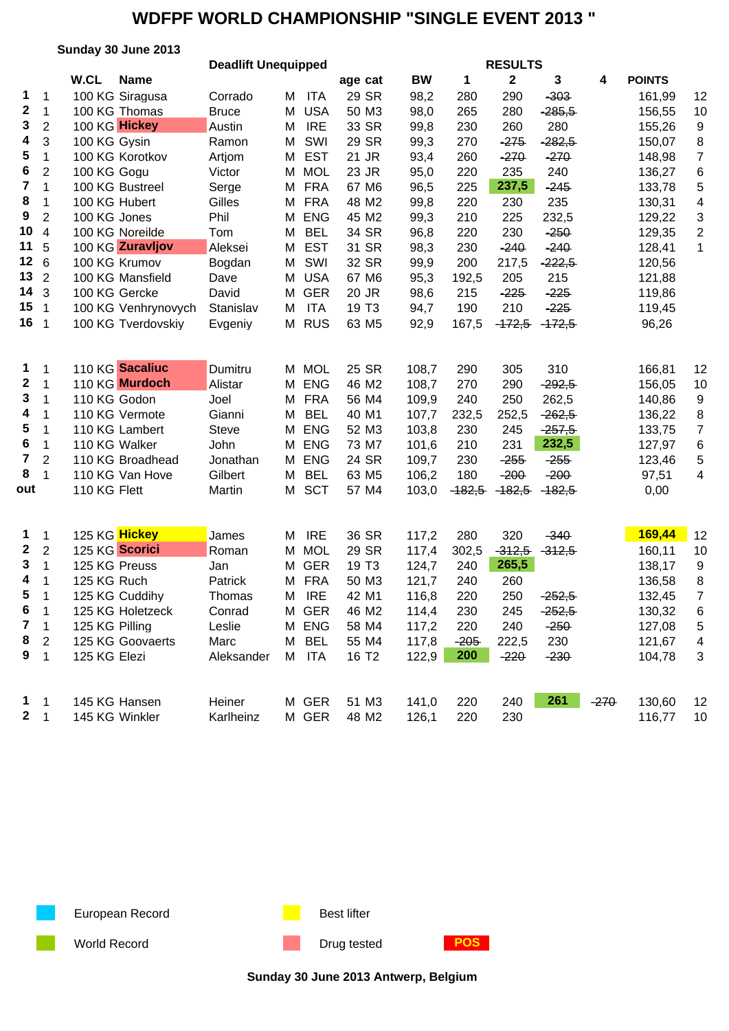# WDFPF WORLD CHAMPIONSHIP "SINGLE EVENT 2013 "

**Sunday 30 June 2013**

**Deadlift Unequipped**

| | | W.CL | Name | | | | age | cat | BW | 1 | 2 | 3 | 4 | POINTS | |
|---|---|---|---|---|---|---|---|---|---|---|---|---|---|---|---|
| 1 | 1 | 100 KG | Siragusa | Corrado | M | ITA | 29 | SR | 98,2 | 280 | 290 | ~~303~~ | | 161,99 | 12 |
| 2 | 1 | 100 KG | Thomas | Bruce | M | USA | 50 | M3 | 98,0 | 265 | 280 | ~~285,5~~ | | 156,55 | 10 |
| 3 | 2 | 100 KG | **Hickey** | Austin | M | IRE | 33 | SR | 99,8 | 230 | 260 | 280 | | 155,26 | 9 |
| 4 | 3 | 100 KG | Gysin | Ramon | M | SWI | 29 | SR | 99,3 | 270 | ~~275~~ | ~~282,5~~ | | 150,07 | 8 |
| 5 | 1 | 100 KG | Korotkov | Artjom | M | EST | 21 | JR | 93,4 | 260 | ~~270~~ | ~~270~~ | | 148,98 | 7 |
| 6 | 2 | 100 KG | Gogu | Victor | M | MOL | 23 | JR | 95,0 | 220 | 235 | 240 | | 136,27 | 6 |
| 7 | 1 | 100 KG | Bustreel | Serge | M | FRA | 67 | M6 | 96,5 | 225 | **237,5** | ~~245~~ | | 133,78 | 5 |
| 8 | 1 | 100 KG | Hubert | Gilles | M | FRA | 48 | M2 | 99,8 | 220 | 230 | 235 | | 130,31 | 4 |
| 9 | 2 | 100 KG | Jones | Phil | M | ENG | 45 | M2 | 99,3 | 210 | 225 | 232,5 | | 129,22 | 3 |
| 10 | 4 | 100 KG | Noreilde | Tom | M | BEL | 34 | SR | 96,8 | 220 | 230 | ~~250~~ | | 129,35 | 2 |
| 11 | 5 | 100 KG | **Zuravljov** | Aleksei | M | EST | 31 | SR | 98,3 | 230 | ~~240~~ | ~~240~~ | | 128,41 | 1 |
| 12 | 6 | 100 KG | Krumov | Bogdan | M | SWI | 32 | SR | 99,9 | 200 | 217,5 | ~~222,5~~ | | 120,56 | |
| 13 | 2 | 100 KG | Mansfield | Dave | M | USA | 67 | M6 | 95,3 | 192,5 | 205 | 215 | | 121,88 | |
| 14 | 3 | 100 KG | Gercke | David | M | GER | 20 | JR | 98,6 | 215 | ~~225~~ | ~~225~~ | | 119,86 | |
| 15 | 1 | 100 KG | Venhrynovych | Stanislav | M | ITA | 19 | T3 | 94,7 | 190 | 210 | ~~225~~ | | 119,45 | |
| 16 | 1 | 100 KG | Tverdovskiy | Evgeniy | M | RUS | 63 | M5 | 92,9 | 167,5 | ~~172,5~~ | ~~172,5~~ | | 96,26 | |
| | | | | | | | | | | | | | | | |
| 1 | 1 | 110 KG | **Sacaliuc** | Dumitru | M | MOL | 25 | SR | 108,7 | 290 | 305 | 310 | | 166,81 | 12 |
| 2 | 1 | 110 KG | **Murdoch** | Alistar | M | ENG | 46 | M2 | 108,7 | 270 | 290 | ~~292,5~~ | | 156,05 | 10 |
| 3 | 1 | 110 KG | Godon | Joel | M | FRA | 56 | M4 | 109,9 | 240 | 250 | 262,5 | | 140,86 | 9 |
| 4 | 1 | 110 KG | Vermote | Gianni | M | BEL | 40 | M1 | 107,7 | 232,5 | 252,5 | ~~262,5~~ | | 136,22 | 8 |
| 5 | 1 | 110 KG | Lambert | Steve | M | ENG | 52 | M3 | 103,8 | 230 | 245 | ~~257,5~~ | | 133,75 | 7 |
| 6 | 1 | 110 KG | Walker | John | M | ENG | 73 | M7 | 101,6 | 210 | 231 | **232,5** | | 127,97 | 6 |
| 7 | 2 | 110 KG | Broadhead | Jonathan | M | ENG | 24 | SR | 109,7 | 230 | ~~255~~ | ~~255~~ | | 123,46 | 5 |
| 8 | 1 | 110 KG | Van Hove | Gilbert | M | BEL | 63 | M5 | 106,2 | 180 | ~~200~~ | ~~200~~ | | 97,51 | 4 |
| out | | 110 KG | Flett | Martin | M | SCT | 57 | M4 | 103,0 | ~~182,5~~ | ~~182,5~~ | ~~182,5~~ | | 0,00 | |
| | | | | | | | | | | | | | | | |
| 1 | 1 | 125 KG | **Hickey** | James | M | IRE | 36 | SR | 117,2 | 280 | 320 | ~~340~~ | | **169,44** | 12 |
| 2 | 2 | 125 KG | **Scorici** | Roman | M | MOL | 29 | SR | 117,4 | 302,5 | ~~312,5~~ | ~~312,5~~ | | 160,11 | 10 |
| 3 | 1 | 125 KG | Preuss | Jan | M | GER | 19 | T3 | 124,7 | 240 | **265,5** | | | 138,17 | 9 |
| 4 | 1 | 125 KG | Ruch | Patrick | M | FRA | 50 | M3 | 121,7 | 240 | 260 | | | 136,58 | 8 |
| 5 | 1 | 125 KG | Cuddihy | Thomas | M | IRE | 42 | M1 | 116,8 | 220 | 250 | ~~252,5~~ | | 132,45 | 7 |
| 6 | 1 | 125 KG | Holetzeck | Conrad | M | GER | 46 | M2 | 114,4 | 230 | 245 | ~~252,5~~ | | 130,32 | 6 |
| 7 | 1 | 125 KG | Pilling | Leslie | M | ENG | 58 | M4 | 117,2 | 220 | 240 | ~~250~~ | | 127,08 | 5 |
| 8 | 2 | 125 KG | Goovaerts | Marc | M | BEL | 55 | M4 | 117,8 | ~~205~~ | 222,5 | 230 | | 121,67 | 4 |
| 9 | 1 | 125 KG | Elezi | Aleksander | M | ITA | 16 | T2 | 122,9 | **200** | ~~220~~ | ~~230~~ | | 104,78 | 3 |
| | | | | | | | | | | | | | | | |
| 1 | 1 | 145 KG | Hansen | Heiner | M | GER | 51 | M3 | 141,0 | 220 | 240 | **261** | ~~270~~ | 130,60 | 12 |
| 2 | 1 | 145 KG | Winkler | Karlheinz | M | GER | 48 | M2 | 126,1 | 220 | 230 | | | 116,77 | 10 |

European Record

World Record

Best lifter

Drug tested

POS

**Sunday 30 June 2013 Antwerp, Belgium**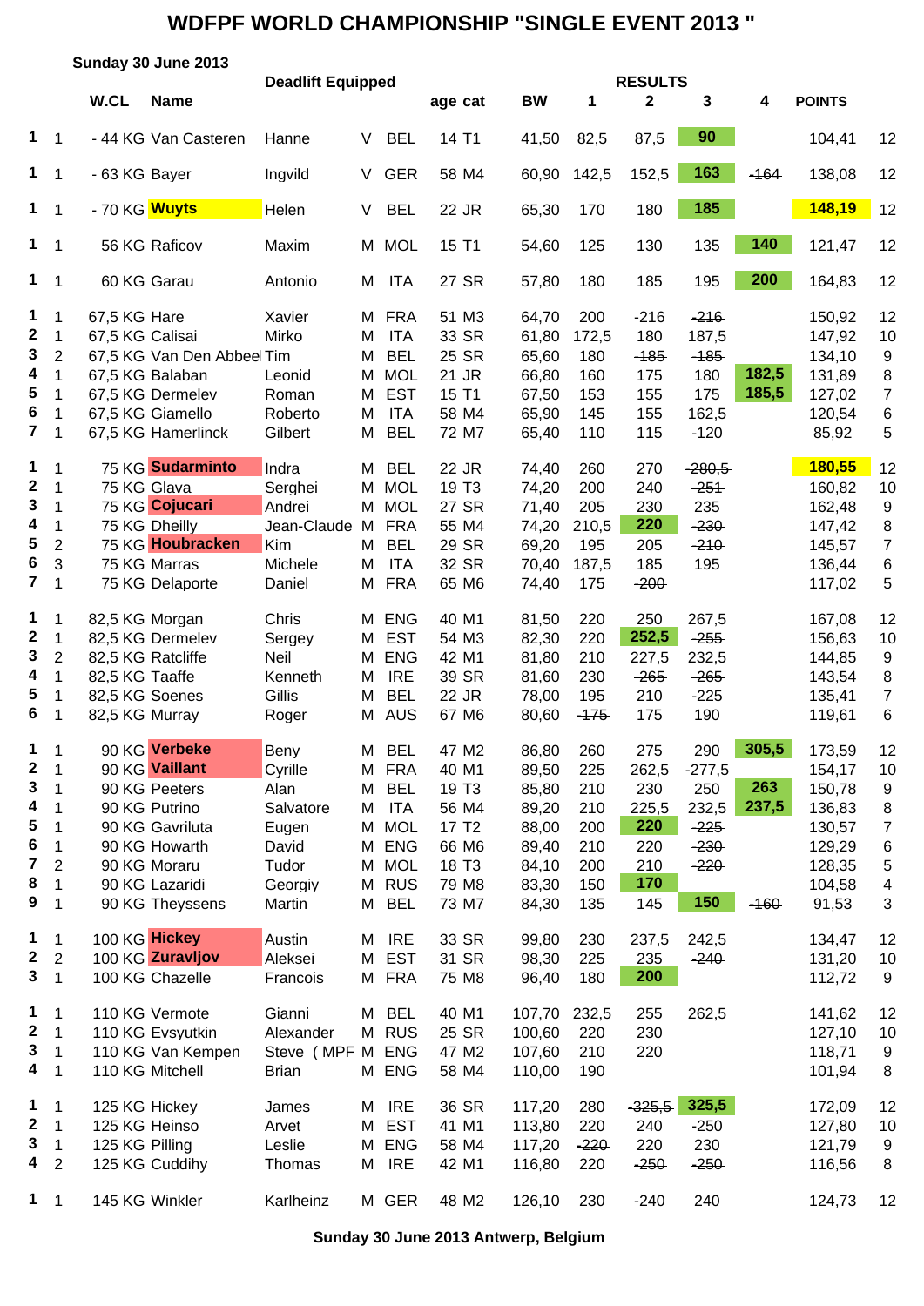# WDFPF WORLD CHAMPIONSHIP "SINGLE EVENT 2013 "

**Sunday 30 June 2013**

| | | W.CL | Name | Deadlift Equipped | | | age | cat | BW | 1 | 2 | 3 | 4 | POINTS | |
|---|---|---|---|---|---|---|---|---|---|---|---|---|---|---|---|
| 1 | 1 | - 44 KG | Van Casteren | Hanne | V | BEL | 14 | T1 | 41,50 | 82,5 | 87,5 | 90 | | 104,41 | 12 |
| 1 | 1 | - 63 KG | Bayer | Ingvild | V | GER | 58 | M4 | 60,90 | 142,5 | 152,5 | 163 | ~~164~~ | 138,08 | 12 |
| 1 | 1 | - 70 KG | Wuyts | Helen | V | BEL | 22 | JR | 65,30 | 170 | 180 | 185 | | 148,19 | 12 |
| 1 | 1 | 56 KG | Raficov | Maxim | M | MOL | 15 | T1 | 54,60 | 125 | 130 | 135 | 140 | 121,47 | 12 |
| 1 | 1 | 60 KG | Garau | Antonio | M | ITA | 27 | SR | 57,80 | 180 | 185 | 195 | 200 | 164,83 | 12 |
| 1 | 1 | 67,5 KG | Hare | Xavier | M | FRA | 51 | M3 | 64,70 | 200 | -216 | ~~216~~ | | 150,92 | 12 |
| 2 | 1 | 67,5 KG | Calisai | Mirko | M | ITA | 33 | SR | 61,80 | 172,5 | 180 | 187,5 | | 147,92 | 10 |
| 3 | 2 | 67,5 KG | Van Den Abbeel | Tim | M | BEL | 25 | SR | 65,60 | 180 | ~~185~~ | ~~185~~ | | 134,10 | 9 |
| 4 | 1 | 67,5 KG | Balaban | Leonid | M | MOL | 21 | JR | 66,80 | 160 | 175 | 180 | 182,5 | 131,89 | 8 |
| 5 | 1 | 67,5 KG | Dermelev | Roman | M | EST | 15 | T1 | 67,50 | 153 | 155 | 175 | 185,5 | 127,02 | 7 |
| 6 | 1 | 67,5 KG | Giamello | Roberto | M | ITA | 58 | M4 | 65,90 | 145 | 155 | 162,5 | | 120,54 | 6 |
| 7 | 1 | 67,5 KG | Hamerlinck | Gilbert | M | BEL | 72 | M7 | 65,40 | 110 | 115 | ~~120~~ | | 85,92 | 5 |
| 1 | 1 | 75 KG | Sudarminto | Indra | M | BEL | 22 | JR | 74,40 | 260 | 270 | ~~280,5~~ | | 180,55 | 12 |
| 2 | 1 | 75 KG | Glava | Serghei | M | MOL | 19 | T3 | 74,20 | 200 | 240 | ~~251~~ | | 160,82 | 10 |
| 3 | 1 | 75 KG | Cojucari | Andrei | M | MOL | 27 | SR | 71,40 | 205 | 230 | 235 | | 162,48 | 9 |
| 4 | 1 | 75 KG | Dheilly | Jean-Claude | M | FRA | 55 | M4 | 74,20 | 210,5 | 220 | ~~230~~ | | 147,42 | 8 |
| 5 | 2 | 75 KG | Houbracken | Kim | M | BEL | 29 | SR | 69,20 | 195 | 205 | ~~210~~ | | 145,57 | 7 |
| 6 | 3 | 75 KG | Marras | Michele | M | ITA | 32 | SR | 70,40 | 187,5 | 185 | 195 | | 136,44 | 6 |
| 7 | 1 | 75 KG | Delaporte | Daniel | M | FRA | 65 | M6 | 74,40 | 175 | ~~200~~ | | | 117,02 | 5 |
| 1 | 1 | 82,5 KG | Morgan | Chris | M | ENG | 40 | M1 | 81,50 | 220 | 250 | 267,5 | | 167,08 | 12 |
| 2 | 1 | 82,5 KG | Dermelev | Sergey | M | EST | 54 | M3 | 82,30 | 220 | 252,5 | ~~255~~ | | 156,63 | 10 |
| 3 | 2 | 82,5 KG | Ratcliffe | Neil | M | ENG | 42 | M1 | 81,80 | 210 | 227,5 | 232,5 | | 144,85 | 9 |
| 4 | 1 | 82,5 KG | Taaffe | Kenneth | M | IRE | 39 | SR | 81,60 | 230 | ~~265~~ | ~~265~~ | | 143,54 | 8 |
| 5 | 1 | 82,5 KG | Soenes | Gillis | M | BEL | 22 | JR | 78,00 | 195 | 210 | ~~225~~ | | 135,41 | 7 |
| 6 | 1 | 82,5 KG | Murray | Roger | M | AUS | 67 | M6 | 80,60 | ~~175~~ | 175 | 190 | | 119,61 | 6 |
| 1 | 1 | 90 KG | Verbeke | Beny | M | BEL | 47 | M2 | 86,80 | 260 | 275 | 290 | 305,5 | 173,59 | 12 |
| 2 | 1 | 90 KG | Vaillant | Cyrille | M | FRA | 40 | M1 | 89,50 | 225 | 262,5 | ~~277,5~~ | | 154,17 | 10 |
| 3 | 1 | 90 KG | Peeters | Alan | M | BEL | 19 | T3 | 85,80 | 210 | 230 | 250 | 263 | 150,78 | 9 |
| 4 | 1 | 90 KG | Putrino | Salvatore | M | ITA | 56 | M4 | 89,20 | 210 | 225,5 | 232,5 | 237,5 | 136,83 | 8 |
| 5 | 1 | 90 KG | Gavriluta | Eugen | M | MOL | 17 | T2 | 88,00 | 200 | 220 | ~~225~~ | | 130,57 | 7 |
| 6 | 1 | 90 KG | Howarth | David | M | ENG | 66 | M6 | 89,40 | 210 | 220 | ~~230~~ | | 129,29 | 6 |
| 7 | 2 | 90 KG | Moraru | Tudor | M | MOL | 18 | T3 | 84,10 | 200 | 210 | ~~220~~ | | 128,35 | 5 |
| 8 | 1 | 90 KG | Lazaridi | Georgiy | M | RUS | 79 | M8 | 83,30 | 150 | 170 | | | 104,58 | 4 |
| 9 | 1 | 90 KG | Theyssens | Martin | M | BEL | 73 | M7 | 84,30 | 135 | 145 | 150 | ~~160~~ | 91,53 | 3 |
| 1 | 1 | 100 KG | Hickey | Austin | M | IRE | 33 | SR | 99,80 | 230 | 237,5 | 242,5 | | 134,47 | 12 |
| 2 | 2 | 100 KG | Zuravljov | Aleksei | M | EST | 31 | SR | 98,30 | 225 | 235 | ~~240~~ | | 131,20 | 10 |
| 3 | 1 | 100 KG | Chazelle | Francois | M | FRA | 75 | M8 | 96,40 | 180 | 200 | | | 112,72 | 9 |
| 1 | 1 | 110 KG | Vermote | Gianni | M | BEL | 40 | M1 | 107,70 | 232,5 | 255 | 262,5 | | 141,62 | 12 |
| 2 | 1 | 110 KG | Evsyutkin | Alexander | M | RUS | 25 | SR | 100,60 | 220 | 230 | | | 127,10 | 10 |
| 3 | 1 | 110 KG | Van Kempen | Steve ( MPF | M | ENG | 47 | M2 | 107,60 | 210 | 220 | | | 118,71 | 9 |
| 4 | 1 | 110 KG | Mitchell | Brian | M | ENG | 58 | M4 | 110,00 | 190 | | | | 101,94 | 8 |
| 1 | 1 | 125 KG | Hickey | James | M | IRE | 36 | SR | 117,20 | 280 | ~~325,5~~ | 325,5 | | 172,09 | 12 |
| 2 | 1 | 125 KG | Heinso | Arvet | M | EST | 41 | M1 | 113,80 | 220 | 240 | ~~250~~ | | 127,80 | 10 |
| 3 | 1 | 125 KG | Pilling | Leslie | M | ENG | 58 | M4 | 117,20 | ~~220~~ | 220 | 230 | | 121,79 | 9 |
| 4 | 2 | 125 KG | Cuddihy | Thomas | M | IRE | 42 | M1 | 116,80 | 220 | ~~250~~ | ~~250~~ | | 116,56 | 8 |
| 1 | 1 | 145 KG | Winkler | Karlheinz | M | GER | 48 | M2 | 126,10 | 230 | ~~240~~ | 240 | | 124,73 | 12 |

**Sunday 30 June 2013 Antwerp, Belgium**